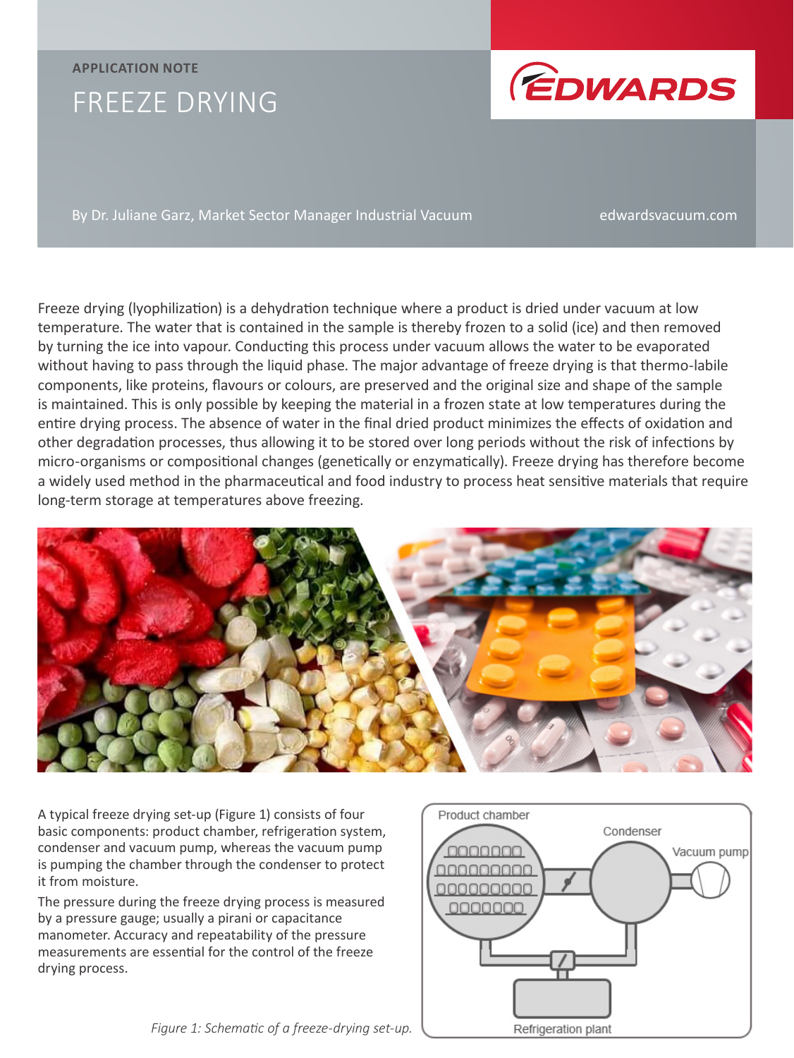APPLICATION NOTE

# FREEZE DRYING

By Dr. Juliane Garz, Market Sector Manager Industrial Vacuum

edwardsvacuum.com

Freeze drying (lyophilization) is a dehydration technique where a product is dried under vacuum at low temperature. The water that is contained in the sample is thereby frozen to a solid (ice) and then removed by turning the ice into vapour. Conducting this process under vacuum allows the water to be evaporated without having to pass through the liquid phase. The major advantage of freeze drying is that thermo-labile components, like proteins, flavours or colours, are preserved and the original size and shape of the sample is maintained. This is only possible by keeping the material in a frozen state at low temperatures during the entire drying process. The absence of water in the final dried product minimizes the effects of oxidation and other degradation processes, thus allowing it to be stored over long periods without the risk of infections by micro-organisms or compositional changes (genetically or enzymatically). Freeze drying has therefore become a widely used method in the pharmaceutical and food industry to process heat sensitive materials that require long-term storage at temperatures above freezing.

A typical freeze drying set-up (Figure 1) consists of four basic components: product chamber, refrigeration system, condenser and vacuum pump, whereas the vacuum pump is pumping the chamber through the condenser to protect it from moisture.

The pressure during the freeze drying process is measured by a pressure gauge; usually a pirani or capacitance manometer. Accuracy and repeatability of the pressure measurements are essential for the control of the freeze drying process.

*Figure 1: Schematic of a freeze-drying set-up.*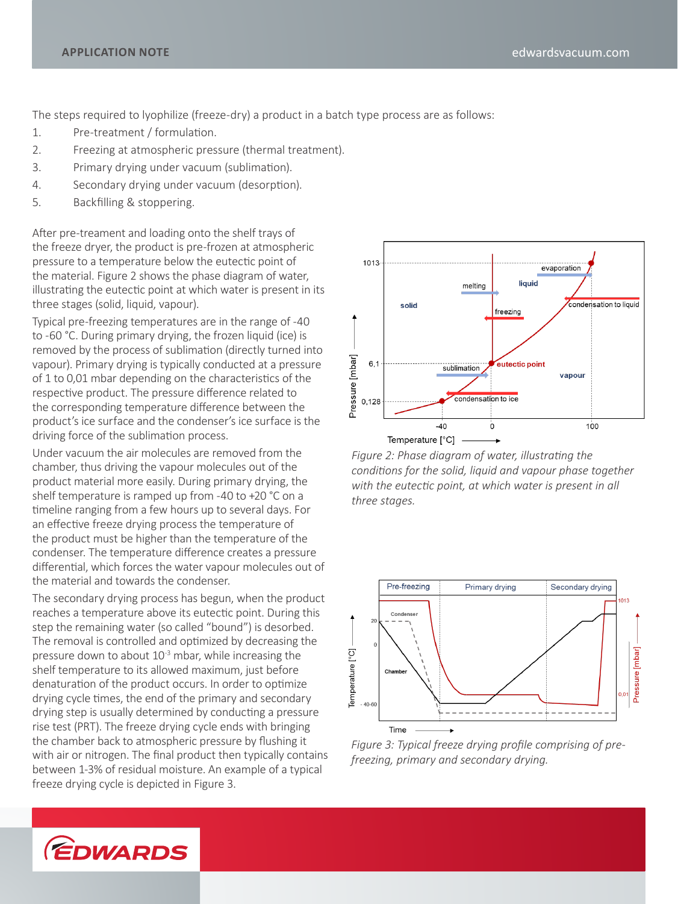The steps required to lyophilize (freeze-dry) a product in a batch type process are as follows:

1. Pre-treatment / formulation.
2. Freezing at atmospheric pressure (thermal treatment).
3. Primary drying under vacuum (sublimation).
4. Secondary drying under vacuum (desorption).
5. Backfilling & stoppering.

After pre-treament and loading onto the shelf trays of the freeze dryer, the product is pre-frozen at atmospheric pressure to a temperature below the eutectic point of the material. Figure 2 shows the phase diagram of water, illustrating the eutectic point at which water is present in its three stages (solid, liquid, vapour).

Typical pre-freezing temperatures are in the range of -40 to -60 °C. During primary drying, the frozen liquid (ice) is removed by the process of sublimation (directly turned into vapour). Primary drying is typically conducted at a pressure of 1 to 0,01 mbar depending on the characteristics of the respective product. The pressure difference related to the corresponding temperature difference between the product's ice surface and the condenser's ice surface is the driving force of the sublimation process.

Under vacuum the air molecules are removed from the chamber, thus driving the vapour molecules out of the product material more easily. During primary drying, the shelf temperature is ramped up from -40 to +20 °C on a timeline ranging from a few hours up to several days. For an effective freeze drying process the temperature of the product must be higher than the temperature of the condenser. The temperature difference creates a pressure differential, which forces the water vapour molecules out of the material and towards the condenser.

The secondary drying process has begun, when the product reaches a temperature above its eutectic point. During this step the remaining water (so called "bound") is desorbed. The removal is controlled and optimized by decreasing the pressure down to about $10^{-3}$ mbar, while increasing the shelf temperature to its allowed maximum, just before denaturation of the product occurs. In order to optimize drying cycle times, the end of the primary and secondary drying step is usually determined by conducting a pressure rise test (PRT). The freeze drying cycle ends with bringing the chamber back to atmospheric pressure by flushing it with air or nitrogen. The final product then typically contains between 1-3% of residual moisture. An example of a typical freeze drying cycle is depicted in Figure 3.

Pressure [mbar]
Temperature [°C]
1013
6,1
0,128
-40
0
100
evaporation
melting
liquid
solid
condensation to liquid
freezing
sublimation
eutectic point
vapour
condensation to ice

*Figure 2: Phase diagram of water, illustrating the conditions for the solid, liquid and vapour phase together with the eutectic point, at which water is present in all three stages.*

Pre-freezing
Primary drying
Secondary drying
Temperature [°C]
Pressure [mbar]
20
0
- 40-60
1013
0,01
Condenser
Chamber
Time

*Figure 3: Typical freeze drying profile comprising of pre-freezing, primary and secondary drying.*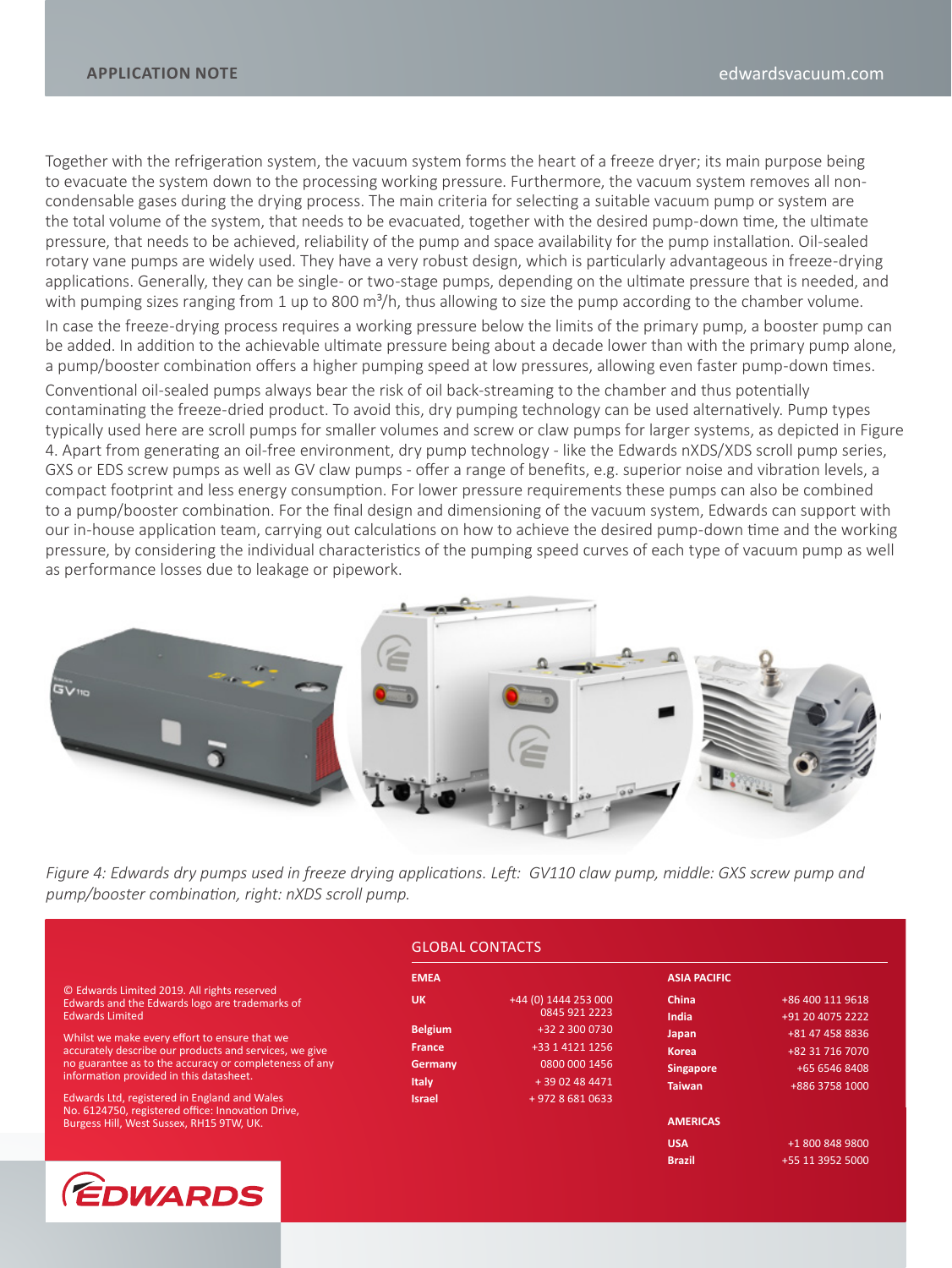Together with the refrigeration system, the vacuum system forms the heart of a freeze dryer; its main purpose being to evacuate the system down to the processing working pressure. Furthermore, the vacuum system removes all non-condensable gases during the drying process. The main criteria for selecting a suitable vacuum pump or system are the total volume of the system, that needs to be evacuated, together with the desired pump-down time, the ultimate pressure, that needs to be achieved, reliability of the pump and space availability for the pump installation. Oil-sealed rotary vane pumps are widely used. They have a very robust design, which is particularly advantageous in freeze-drying applications. Generally, they can be single- or two-stage pumps, depending on the ultimate pressure that is needed, and with pumping sizes ranging from 1 up to 800 $m^3$/h, thus allowing to size the pump according to the chamber volume.

In case the freeze-drying process requires a working pressure below the limits of the primary pump, a booster pump can be added. In addition to the achievable ultimate pressure being about a decade lower than with the primary pump alone, a pump/booster combination offers a higher pumping speed at low pressures, allowing even faster pump-down times.

Conventional oil-sealed pumps always bear the risk of oil back-streaming to the chamber and thus potentially contaminating the freeze-dried product. To avoid this, dry pumping technology can be used alternatively. Pump types typically used here are scroll pumps for smaller volumes and screw or claw pumps for larger systems, as depicted in Figure 4. Apart from generating an oil-free environment, dry pump technology - like the Edwards nXDS/XDS scroll pump series, GXS or EDS screw pumps as well as GV claw pumps - offer a range of benefits, e.g. superior noise and vibration levels, a compact footprint and less energy consumption. For lower pressure requirements these pumps can also be combined to a pump/booster combination. For the final design and dimensioning of the vacuum system, Edwards can support with our in-house application team, carrying out calculations on how to achieve the desired pump-down time and the working pressure, by considering the individual characteristics of the pumping speed curves of each type of vacuum pump as well as performance losses due to leakage or pipework.

*Figure 4: Edwards dry pumps used in freeze drying applications. Left: GV110 claw pump, middle: GXS screw pump and pump/booster combination, right: nXDS scroll pump.*

© Edwards Limited 2019. All rights reserved
Edwards and the Edwards logo are trademarks of Edwards Limited

Whilst we make every effort to ensure that we accurately describe our products and services, we give no guarantee as to the accuracy or completeness of any information provided in this datasheet.

Edwards Ltd, registered in England and Wales No. 6124750, registered office: Innovation Drive, Burgess Hill, West Sussex, RH15 9TW, UK.

## GLOBAL CONTACTS

**EMEA**

| | |
|---|---|
| **UK** | +44 (0) 1444 253 000<br>0845 921 2223 |
| **Belgium** | +32 2 300 0730 |
| **France** | +33 1 4121 1256 |
| **Germany** | 0800 000 1456 |
| **Italy** | + 39 02 48 4471 |
| **Israel** | + 972 8 681 0633 |

**ASIA PACIFIC**

| | |
|---|---|
| **China** | +86 400 111 9618 |
| **India** | +91 20 4075 2222 |
| **Japan** | +81 47 458 8836 |
| **Korea** | +82 31 716 7070 |
| **Singapore** | +65 6546 8408 |
| **Taiwan** | +886 3758 1000 |

**AMERICAS**

| | |
|---|---|
| **USA** | +1 800 848 9800 |
| **Brazil** | +55 11 3952 5000 |

EDWARDS